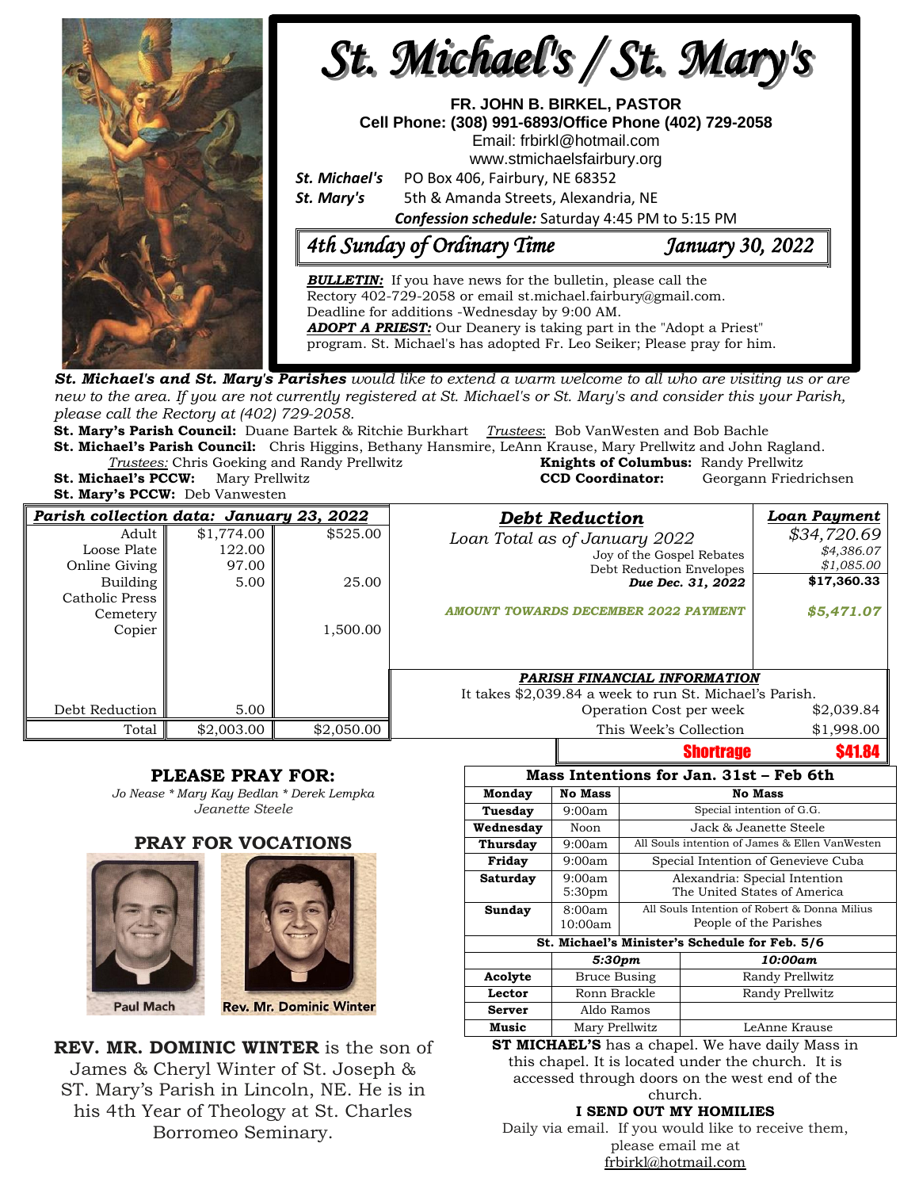# St. Michael's / St. Mary's

**FR. JOHN B. BIRKEL, PASTOR**
**Cell Phone: (308) 991-6893/Office Phone (402) 729-2058**
Email: frbirkl@hotmail.com
www.stmichaelsfairbury.org

***St. Michael's*** PO Box 406, Fairbury, NE 68352
***St. Mary's*** 5th & Amanda Streets, Alexandria, NE
***Confession schedule:*** Saturday 4:45 PM to 5:15 PM

## *4th Sunday of Ordinary Time* — *January 30, 2022*

***BULLETIN:*** If you have news for the bulletin, please call the Rectory 402-729-2058 or email st.michael.fairbury@gmail.com. Deadline for additions -Wednesday by 9:00 AM.
***ADOPT A PRIEST:*** Our Deanery is taking part in the "Adopt a Priest" program. St. Michael's has adopted Fr. Leo Seiker; Please pray for him.

*St. Michael's and St. Mary's **Parishes** would like to extend a warm welcome to all who are visiting us or are new to the area. If you are not currently registered at St. Michael's or St. Mary's and consider this your Parish, please call the Rectory at (402) 729-2058.*

**St. Mary's Parish Council:** Duane Bartek & Ritchie Burkhart *Trustees*: Bob VanWesten and Bob Bachle
**St. Michael's Parish Council:** Chris Higgins, Bethany Hansmire, LeAnn Krause, Mary Prellwitz and John Ragland.
*Trustees:* Chris Goeking and Randy Prellwitz
**Knights of Columbus:** Randy Prellwitz
**St. Michael's PCCW:** Mary Prellwitz
**CCD Coordinator:** Georgann Friedrichsen
**St. Mary's PCCW:** Deb Vanwesten

| ***Parish collection data: January 23, 2022*** | | |
|---|---|---|
| Adult | $1,774.00 | $525.00 |
| Loose Plate | 122.00 | |
| Online Giving | 97.00 | |
| Building | 5.00 | 25.00 |
| Catholic Press | | |
| Cemetery | | |
| Copier | | 1,500.00 |
| Debt Reduction | 5.00 | |
| Total | $2,003.00 | $2,050.00 |

| ***Debt Reduction*** | ***Loan Payment*** |
|---|---|
| *Loan Total as of January 2022* | *$34,720.69* |
| Joy of the Gospel Rebates | *$4,386.07* |
| Debt Reduction Envelopes | *$1,085.00* |
| ***Due Dec. 31, 2022*** | **$17,360.33** |
| ***AMOUNT TOWARDS DECEMBER 2022 PAYMENT*** | ***$5,471.07*** |

***PARISH FINANCIAL INFORMATION***

It takes $2,039.84 a week to run St. Michael's Parish.

| | |
|---|---|
| Operation Cost per week | $2,039.84 |
| This Week's Collection | $1,998.00 |
| **Shortrage** | **$41.84** |

## PLEASE PRAY FOR:

*Jo Nease * Mary Kay Bedlan * Derek Lempka*
*Jeanette Steele*

## PRAY FOR VOCATIONS

Paul Mach

Rev. Mr. Dominic Winter

**REV. MR. DOMINIC WINTER** is the son of James & Cheryl Winter of St. Joseph & ST. Mary's Parish in Lincoln, NE. He is in his 4th Year of Theology at St. Charles Borromeo Seminary.

| **Mass Intentions for Jan. 31st – Feb 6th** | | |
|---|---|---|
| **Monday** | **No Mass** | **No Mass** |
| **Tuesday** | 9:00am | Special intention of G.G. |
| **Wednesday** | Noon | Jack & Jeanette Steele |
| **Thursday** | 9:00am | All Souls intention of James & Ellen VanWesten |
| **Friday** | 9:00am | Special Intention of Genevieve Cuba |
| **Saturday** | 9:00am<br>5:30pm | Alexandria: Special Intention<br>The United States of America |
| **Sunday** | 8:00am<br>10:00am | All Souls Intention of Robert & Donna Milius<br>People of the Parishes |

| **St. Michael's Minister's Schedule for Feb. 5/6** | | |
|---|---|---|
| | ***5:30pm*** | ***10:00am*** |
| **Acolyte** | Bruce Busing | Randy Prellwitz |
| **Lector** | Ronn Brackle | Randy Prellwitz |
| **Server** | Aldo Ramos | |
| **Music** | Mary Prellwitz | LeAnne Krause |

**ST MICHAEL'S** has a chapel. We have daily Mass in this chapel. It is located under the church. It is accessed through doors on the west end of the church.

**I SEND OUT MY HOMILIES**

Daily via email. If you would like to receive them, please email me at frbirkl@hotmail.com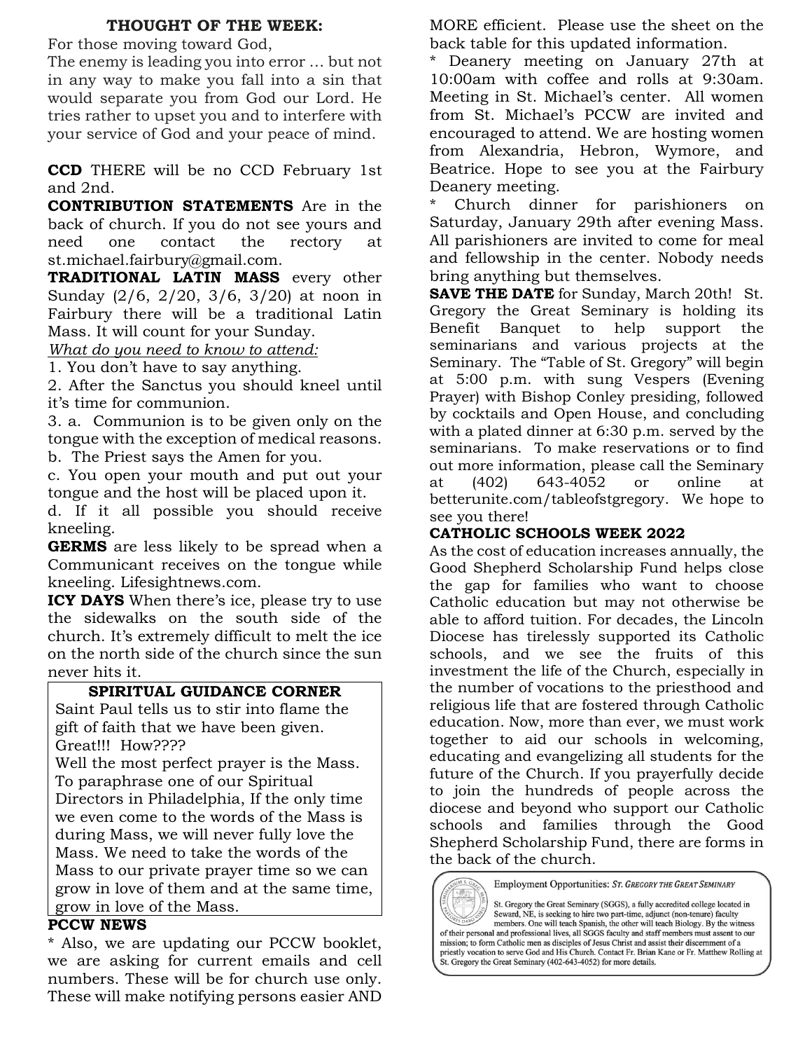**THOUGHT OF THE WEEK:**

For those moving toward God,
The enemy is leading you into error … but not in any way to make you fall into a sin that would separate you from God our Lord. He tries rather to upset you and to interfere with your service of God and your peace of mind.

**CCD** THERE will be no CCD February 1st and 2nd.

**CONTRIBUTION STATEMENTS** Are in the back of church. If you do not see yours and need one contact the rectory at st.michael.fairbury@gmail.com.

**TRADITIONAL LATIN MASS** every other Sunday (2/6, 2/20, 3/6, 3/20) at noon in Fairbury there will be a traditional Latin Mass. It will count for your Sunday.

*What do you need to know to attend:*

1. You don't have to say anything.
2. After the Sanctus you should kneel until it's time for communion.
3. a. Communion is to be given only on the tongue with the exception of medical reasons.
   b. The Priest says the Amen for you.
   c. You open your mouth and put out your tongue and the host will be placed upon it.
   d. If it all possible you should receive kneeling.

**GERMS** are less likely to be spread when a Communicant receives on the tongue while kneeling. Lifesightnews.com.

**ICY DAYS** When there's ice, please try to use the sidewalks on the south side of the church. It's extremely difficult to melt the ice on the north side of the church since the sun never hits it.

**SPIRITUAL GUIDANCE CORNER**

Saint Paul tells us to stir into flame the gift of faith that we have been given. Great!!! How????
Well the most perfect prayer is the Mass. To paraphrase one of our Spiritual Directors in Philadelphia, If the only time we even come to the words of the Mass is during Mass, we will never fully love the Mass. We need to take the words of the Mass to our private prayer time so we can grow in love of them and at the same time, grow in love of the Mass.

**PCCW NEWS**

* Also, we are updating our PCCW booklet, we are asking for current emails and cell numbers. These will be for church use only. These will make notifying persons easier AND MORE efficient. Please use the sheet on the back table for this updated information.

* Deanery meeting on January 27th at 10:00am with coffee and rolls at 9:30am. Meeting in St. Michael's center. All women from St. Michael's PCCW are invited and encouraged to attend. We are hosting women from Alexandria, Hebron, Wymore, and Beatrice. Hope to see you at the Fairbury Deanery meeting.

* Church dinner for parishioners on Saturday, January 29th after evening Mass. All parishioners are invited to come for meal and fellowship in the center. Nobody needs bring anything but themselves.

**SAVE THE DATE** for Sunday, March 20th! St. Gregory the Great Seminary is holding its Benefit Banquet to help support the seminarians and various projects at the Seminary. The "Table of St. Gregory" will begin at 5:00 p.m. with sung Vespers (Evening Prayer) with Bishop Conley presiding, followed by cocktails and Open House, and concluding with a plated dinner at 6:30 p.m. served by the seminarians. To make reservations or to find out more information, please call the Seminary at (402) 643-4052 or online at betterunite.com/tableofstgregory. We hope to see you there!

**CATHOLIC SCHOOLS WEEK 2022**

As the cost of education increases annually, the Good Shepherd Scholarship Fund helps close the gap for families who want to choose Catholic education but may not otherwise be able to afford tuition. For decades, the Lincoln Diocese has tirelessly supported its Catholic schools, and we see the fruits of this investment the life of the Church, especially in the number of vocations to the priesthood and religious life that are fostered through Catholic education. Now, more than ever, we must work together to aid our schools in welcoming, educating and evangelizing all students for the future of the Church. If you prayerfully decide to join the hundreds of people across the diocese and beyond who support our Catholic schools and families through the Good Shepherd Scholarship Fund, there are forms in the back of the church.

Employment Opportunities: *St. Gregory the Great Seminary*

St. Gregory the Great Seminary (SGGS), a fully accredited college located in Seward, NE, is seeking to hire two part-time, adjunct (non-tenure) faculty members. One will teach Spanish, the other will teach Biology. By the witness of their personal and professional lives, all SGGS faculty and staff members must assent to our mission; to form Catholic men as disciples of Jesus Christ and assist their discernment of a priestly vocation to serve God and His Church. Contact Fr. Brian Kane or Fr. Matthew Rolling at St. Gregory the Great Seminary (402-643-4052) for more details.